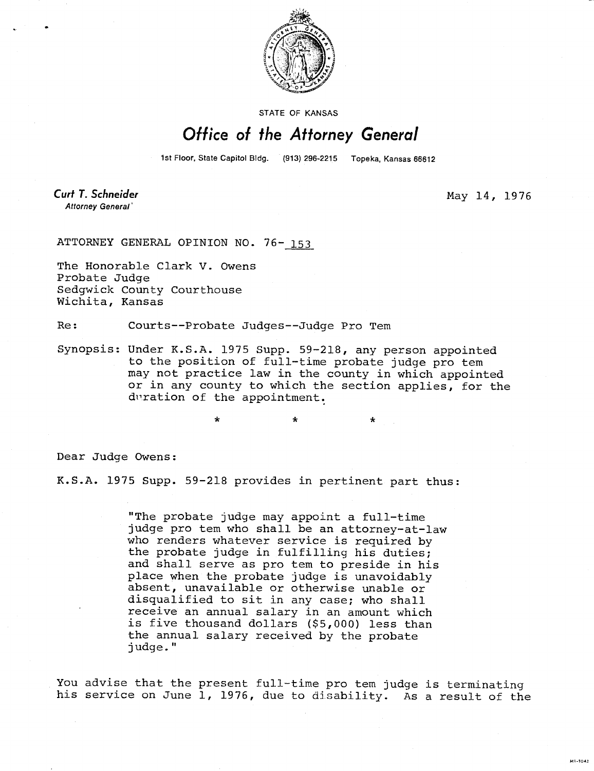STATE OF KANSAS

# Office of the Attorney General

1st Floor, State Capitol Bldg. (913) 296-2215 Topeka, Kansas 66612

**Curt T. Schneider**
*Attorney General*

May 14, 1976

ATTORNEY GENERAL OPINION NO. 76-153

The Honorable Clark V. Owens
Probate Judge
Sedgwick County Courthouse
Wichita, Kansas

Re: Courts--Probate Judges--Judge Pro Tem

Synopsis: Under K.S.A. 1975 Supp. 59-218, any person appointed to the position of full-time probate judge pro tem may not practice law in the county in which appointed or in any county to which the section applies, for the duration of the appointment.

\* \* \*

Dear Judge Owens:

K.S.A. 1975 Supp. 59-218 provides in pertinent part thus:

> "The probate judge may appoint a full-time judge pro tem who shall be an attorney-at-law who renders whatever service is required by the probate judge in fulfilling his duties; and shall serve as pro tem to preside in his place when the probate judge is unavoidably absent, unavailable or otherwise unable or disqualified to sit in any case; who shall receive an annual salary in an amount which is five thousand dollars ($5,000) less than the annual salary received by the probate judge."

You advise that the present full-time pro tem judge is terminating his service on June 1, 1976, due to disability. As a result of the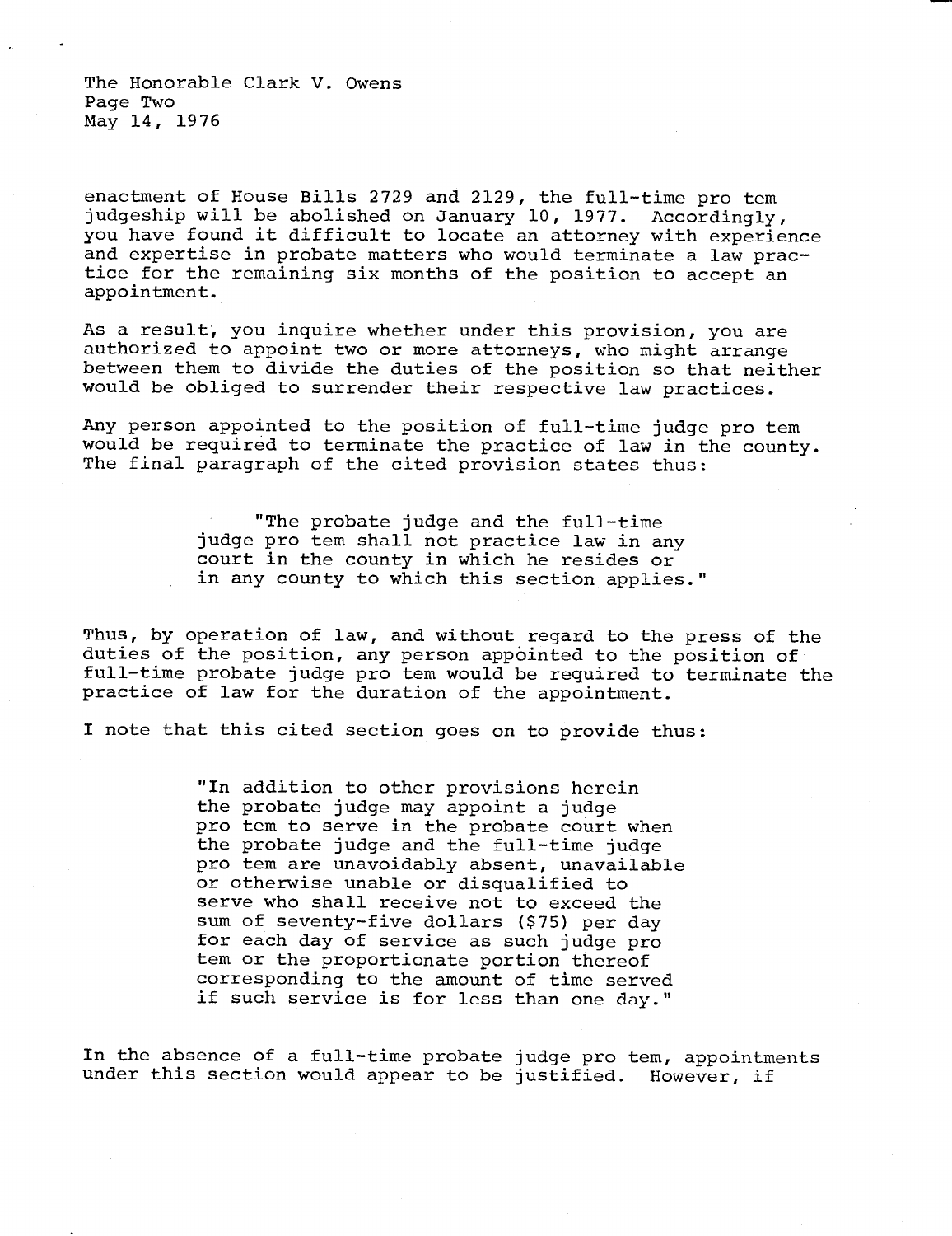enactment of House Bills 2729 and 2129, the full-time pro tem judgeship will be abolished on January 10, 1977. Accordingly, you have found it difficult to locate an attorney with experience and expertise in probate matters who would terminate a law practice for the remaining six months of the position to accept an appointment.

As a result, you inquire whether under this provision, you are authorized to appoint two or more attorneys, who might arrange between them to divide the duties of the position so that neither would be obliged to surrender their respective law practices.

Any person appointed to the position of full-time judge pro tem would be required to terminate the practice of law in the county. The final paragraph of the cited provision states thus:

> "The probate judge and the full-time judge pro tem shall not practice law in any court in the county in which he resides or in any county to which this section applies."

Thus, by operation of law, and without regard to the press of the duties of the position, any person appointed to the position of full-time probate judge pro tem would be required to terminate the practice of law for the duration of the appointment.

I note that this cited section goes on to provide thus:

> "In addition to other provisions herein the probate judge may appoint a judge pro tem to serve in the probate court when the probate judge and the full-time judge pro tem are unavoidably absent, unavailable or otherwise unable or disqualified to serve who shall receive not to exceed the sum of seventy-five dollars ($75) per day for each day of service as such judge pro tem or the proportionate portion thereof corresponding to the amount of time served if such service is for less than one day."

In the absence of a full-time probate judge pro tem, appointments under this section would appear to be justified. However, if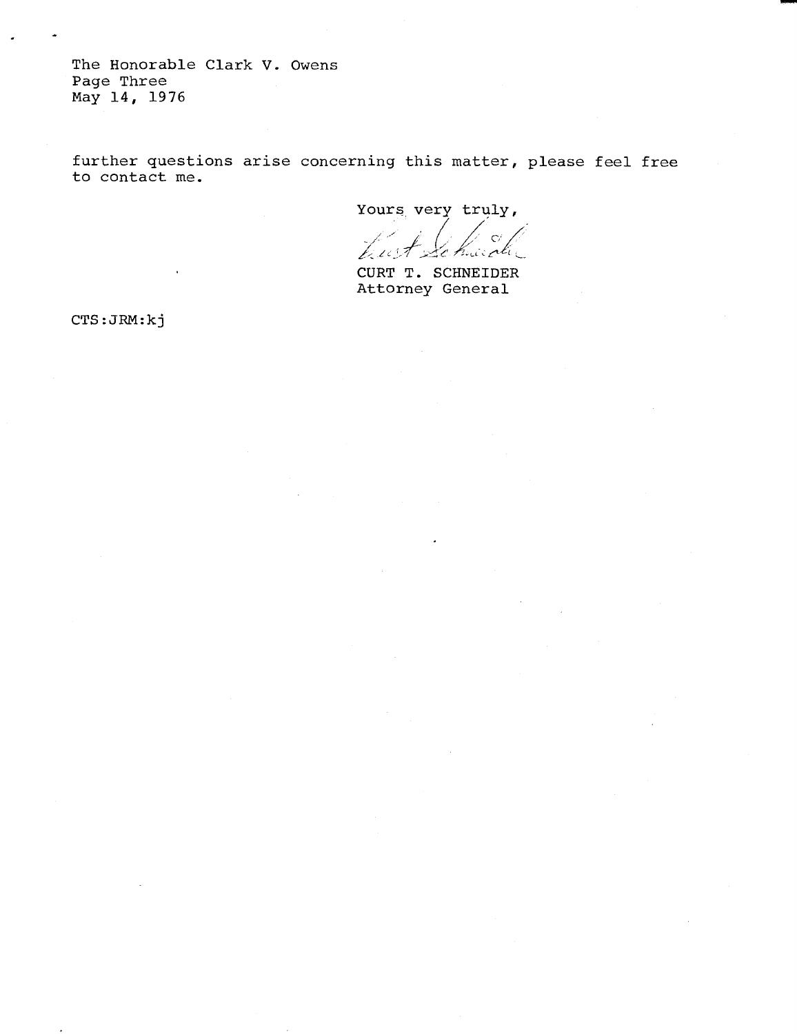The Honorable Clark V. Owens
Page Three
May 14, 1976

further questions arise concerning this matter, please feel free to contact me.

Yours very truly,

CURT T. SCHNEIDER
Attorney General

CTS:JRM:kj